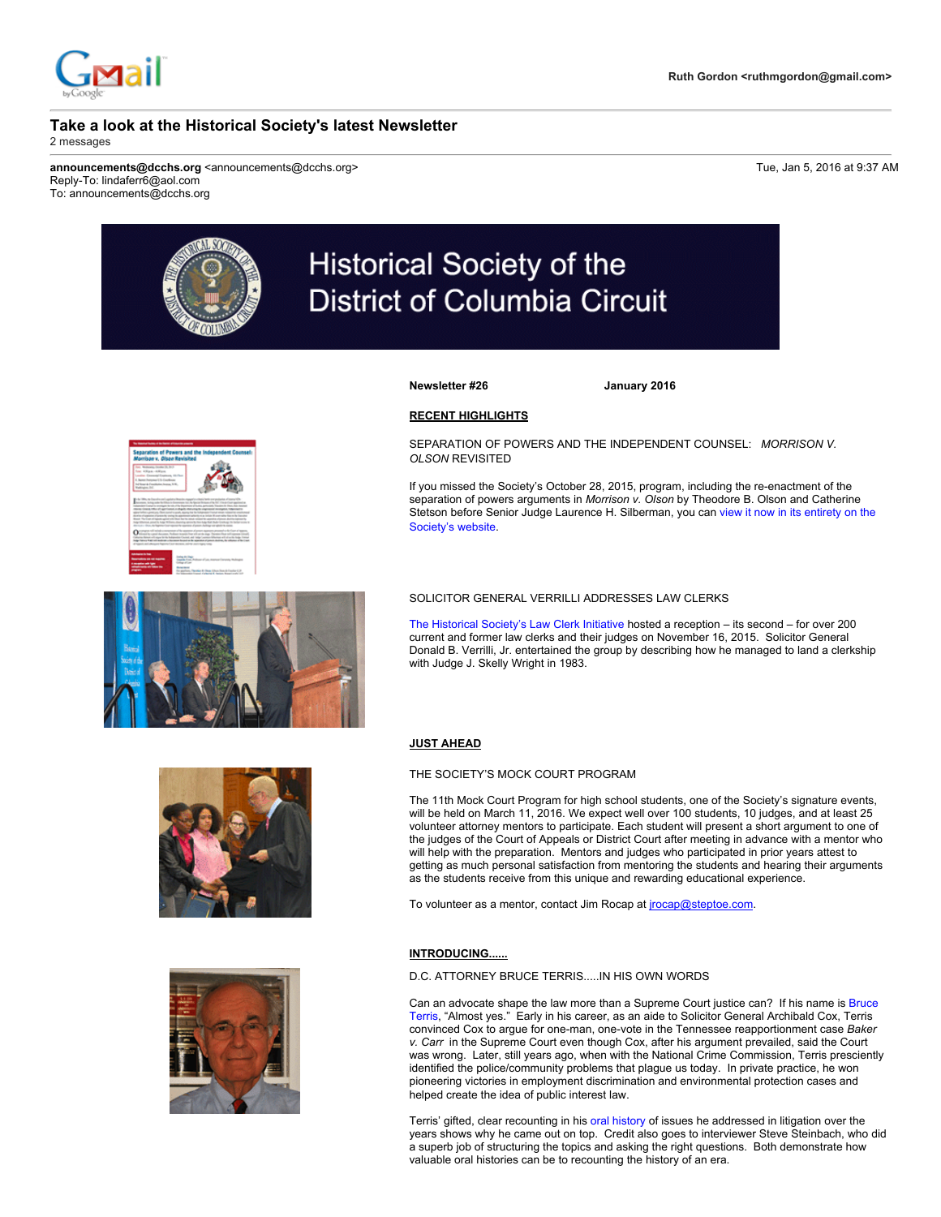Ruth Gordon <ruthmgordon@gmail.com>

# Take a look at the Historical Society's latest Newsletter

2 messages

**announcements@dcchs.org** <announcements@dcchs.org> Tue, Jan 5, 2016 at 9:37 AM
Reply-To: lindaferr6@aol.com
To: announcements@dcchs.org

Historical Society of the District of Columbia Circuit

**Newsletter #26** **January 2016**

## RECENT HIGHLIGHTS

SEPARATION OF POWERS AND THE INDEPENDENT COUNSEL: *MORRISON V. OLSON* REVISITED

If you missed the Society's October 28, 2015, program, including the re-enactment of the separation of powers arguments in *Morrison v. Olson* by Theodore B. Olson and Catherine Stetson before Senior Judge Laurence H. Silberman, you can view it now in its entirety on the Society's website.

SOLICITOR GENERAL VERRILLI ADDRESSES LAW CLERKS

The Historical Society's Law Clerk Initiative hosted a reception – its second – for over 200 current and former law clerks and their judges on November 16, 2015. Solicitor General Donald B. Verrilli, Jr. entertained the group by describing how he managed to land a clerkship with Judge J. Skelly Wright in 1983.

## JUST AHEAD

THE SOCIETY'S MOCK COURT PROGRAM

The 11th Mock Court Program for high school students, one of the Society's signature events, will be held on March 11, 2016. We expect well over 100 students, 10 judges, and at least 25 volunteer attorney mentors to participate. Each student will present a short argument to one of the judges of the Court of Appeals or District Court after meeting in advance with a mentor who will help with the preparation. Mentors and judges who participated in prior years attest to getting as much personal satisfaction from mentoring the students and hearing their arguments as the students receive from this unique and rewarding educational experience.

To volunteer as a mentor, contact Jim Rocap at jrocap@steptoe.com.

## INTRODUCING......

D.C. ATTORNEY BRUCE TERRIS.....IN HIS OWN WORDS

Can an advocate shape the law more than a Supreme Court justice can? If his name is Bruce Terris, "Almost yes." Early in his career, as an aide to Solicitor General Archibald Cox, Terris convinced Cox to argue for one-man, one-vote in the Tennessee reapportionment case *Baker v. Carr* in the Supreme Court even though Cox, after his argument prevailed, said the Court was wrong. Later, still years ago, when with the National Crime Commission, Terris presciently identified the police/community problems that plague us today. In private practice, he won pioneering victories in employment discrimination and environmental protection cases and helped create the idea of public interest law.

Terris' gifted, clear recounting in his oral history of issues he addressed in litigation over the years shows why he came out on top. Credit also goes to interviewer Steve Steinbach, who did a superb job of structuring the topics and asking the right questions. Both demonstrate how valuable oral histories can be to recounting the history of an era.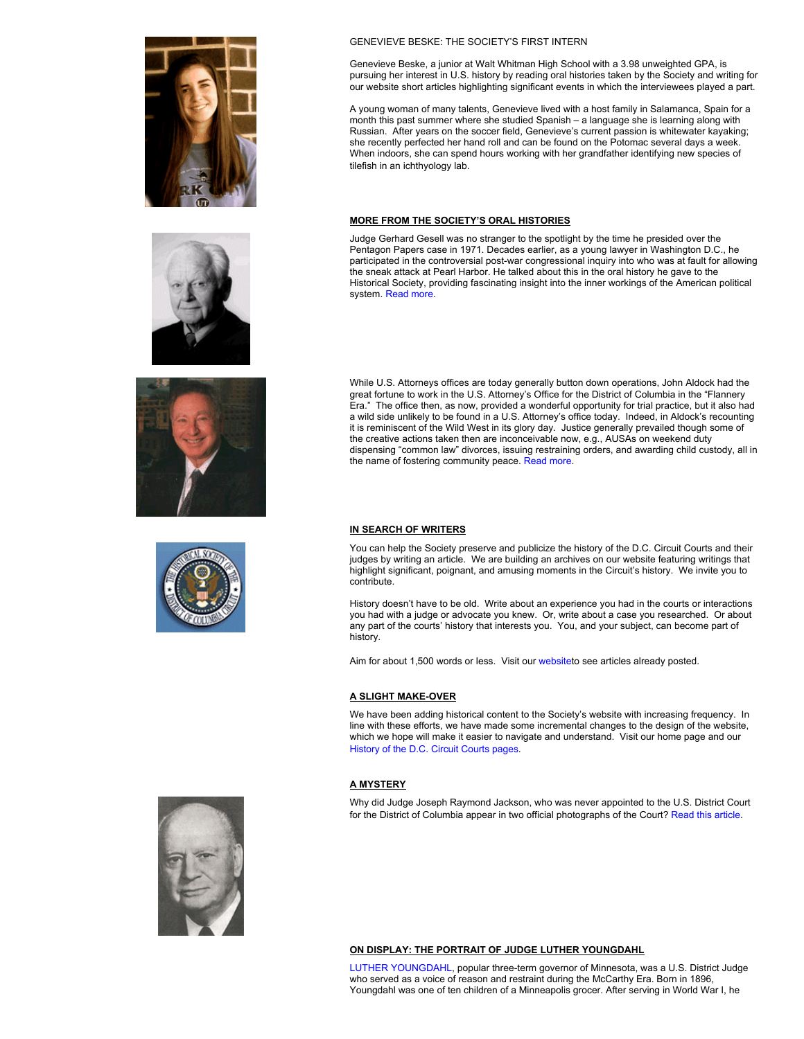GENEVIEVE BESKE: THE SOCIETY'S FIRST INTERN

Genevieve Beske, a junior at Walt Whitman High School with a 3.98 unweighted GPA, is pursuing her interest in U.S. history by reading oral histories taken by the Society and writing for our website short articles highlighting significant events in which the interviewees played a part.

A young woman of many talents, Genevieve lived with a host family in Salamanca, Spain for a month this past summer where she studied Spanish – a language she is learning along with Russian. After years on the soccer field, Genevieve's current passion is whitewater kayaking; she recently perfected her hand roll and can be found on the Potomac several days a week. When indoors, she can spend hours working with her grandfather identifying new species of tilefish in an ichthyology lab.

## MORE FROM THE SOCIETY'S ORAL HISTORIES

Judge Gerhard Gesell was no stranger to the spotlight by the time he presided over the Pentagon Papers case in 1971. Decades earlier, as a young lawyer in Washington D.C., he participated in the controversial post-war congressional inquiry into who was at fault for allowing the sneak attack at Pearl Harbor. He talked about this in the oral history he gave to the Historical Society, providing fascinating insight into the inner workings of the American political system. Read more.

While U.S. Attorneys offices are today generally button down operations, John Aldock had the great fortune to work in the U.S. Attorney's Office for the District of Columbia in the "Flannery Era." The office then, as now, provided a wonderful opportunity for trial practice, but it also had a wild side unlikely to be found in a U.S. Attorney's office today. Indeed, in Aldock's recounting it is reminiscent of the Wild West in its glory day. Justice generally prevailed though some of the creative actions taken then are inconceivable now, e.g., AUSAs on weekend duty dispensing "common law" divorces, issuing restraining orders, and awarding child custody, all in the name of fostering community peace. Read more.

## IN SEARCH OF WRITERS

You can help the Society preserve and publicize the history of the D.C. Circuit Courts and their judges by writing an article. We are building an archives on our website featuring writings that highlight significant, poignant, and amusing moments in the Circuit's history. We invite you to contribute.

History doesn't have to be old. Write about an experience you had in the courts or interactions you had with a judge or advocate you knew. Or, write about a case you researched. Or about any part of the courts' history that interests you. You, and your subject, can become part of history.

Aim for about 1,500 words or less. Visit our websiteto see articles already posted.

## A SLIGHT MAKE-OVER

We have been adding historical content to the Society's website with increasing frequency. In line with these efforts, we have made some incremental changes to the design of the website, which we hope will make it easier to navigate and understand. Visit our home page and our History of the D.C. Circuit Courts pages.

## A MYSTERY

Why did Judge Joseph Raymond Jackson, who was never appointed to the U.S. District Court for the District of Columbia appear in two official photographs of the Court? Read this article.

## ON DISPLAY: THE PORTRAIT OF JUDGE LUTHER YOUNGDAHL

LUTHER YOUNGDAHL, popular three-term governor of Minnesota, was a U.S. District Judge who served as a voice of reason and restraint during the McCarthy Era. Born in 1896, Youngdahl was one of ten children of a Minneapolis grocer. After serving in World War I, he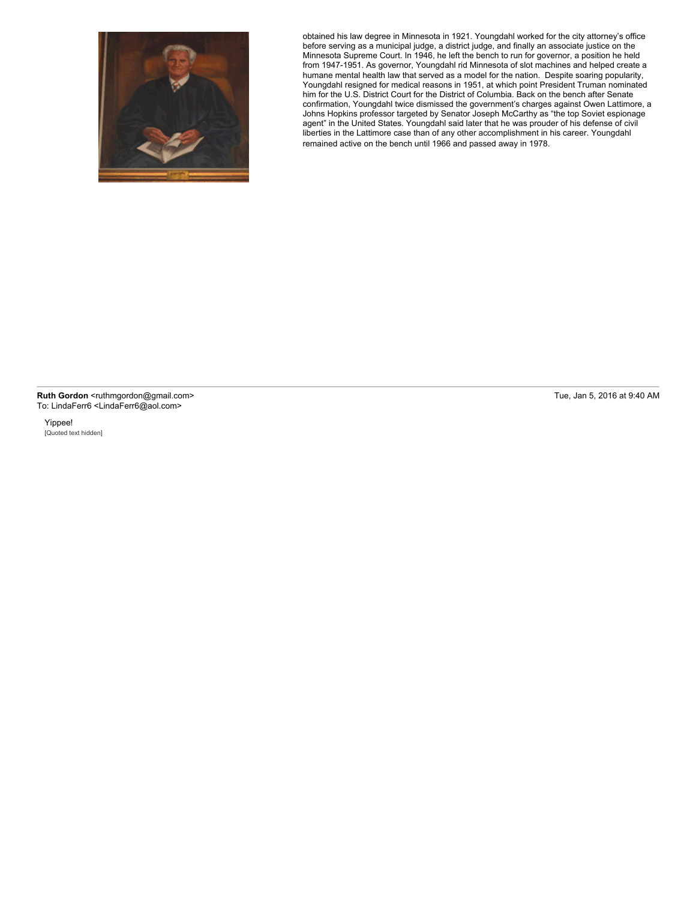obtained his law degree in Minnesota in 1921. Youngdahl worked for the city attorney's office before serving as a municipal judge, a district judge, and finally an associate justice on the Minnesota Supreme Court. In 1946, he left the bench to run for governor, a position he held from 1947-1951. As governor, Youngdahl rid Minnesota of slot machines and helped create a humane mental health law that served as a model for the nation. Despite soaring popularity, Youngdahl resigned for medical reasons in 1951, at which point President Truman nominated him for the U.S. District Court for the District of Columbia. Back on the bench after Senate confirmation, Youngdahl twice dismissed the government's charges against Owen Lattimore, a Johns Hopkins professor targeted by Senator Joseph McCarthy as "the top Soviet espionage agent" in the United States. Youngdahl said later that he was prouder of his defense of civil liberties in the Lattimore case than of any other accomplishment in his career. Youngdahl remained active on the bench until 1966 and passed away in 1978.

---

**Ruth Gordon** <ruthmgordon@gmail.com>
To: LindaFerr6 <LindaFerr6@aol.com>

Tue, Jan 5, 2016 at 9:40 AM

Yippee!

[Quoted text hidden]